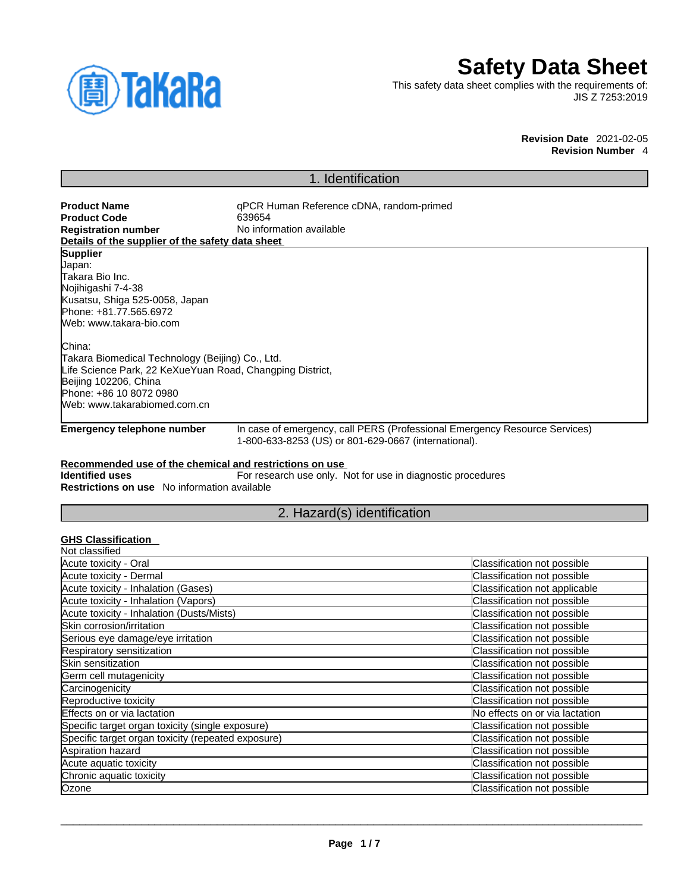# Safety Data Sheet

This safety data sheet complies with the requirements of:
JIS Z 7253:2019

**Revision Date** 2021-02-05
**Revision Number** 4

## 1. Identification

**Product Name** qPCR Human Reference cDNA, random-primed
**Product Code** 639654
**Registration number** No information available

**Details of the supplier of the safety data sheet**

**Supplier**
Japan:
Takara Bio Inc.
Nojihigashi 7-4-38
Kusatsu, Shiga 525-0058, Japan
Phone: +81.77.565.6972
Web: www.takara-bio.com

China:
Takara Biomedical Technology (Beijing) Co., Ltd.
Life Science Park, 22 KeXueYuan Road, Changping District,
Beijing 102206, China
Phone: +86 10 8072 0980
Web: www.takarabiomed.com.cn

**Emergency telephone number** In case of emergency, call PERS (Professional Emergency Resource Services) 1-800-633-8253 (US) or 801-629-0667 (international).

**Recommended use of the chemical and restrictions on use**

**Identified uses** For research use only. Not for use in diagnostic procedures
**Restrictions on use** No information available

## 2. Hazard(s) identification

**GHS Classification**

Not classified

| | |
|---|---|
| Acute toxicity - Oral | Classification not possible |
| Acute toxicity - Dermal | Classification not possible |
| Acute toxicity - Inhalation (Gases) | Classification not applicable |
| Acute toxicity - Inhalation (Vapors) | Classification not possible |
| Acute toxicity - Inhalation (Dusts/Mists) | Classification not possible |
| Skin corrosion/irritation | Classification not possible |
| Serious eye damage/eye irritation | Classification not possible |
| Respiratory sensitization | Classification not possible |
| Skin sensitization | Classification not possible |
| Germ cell mutagenicity | Classification not possible |
| Carcinogenicity | Classification not possible |
| Reproductive toxicity | Classification not possible |
| Effects on or via lactation | No effects on or via lactation |
| Specific target organ toxicity (single exposure) | Classification not possible |
| Specific target organ toxicity (repeated exposure) | Classification not possible |
| Aspiration hazard | Classification not possible |
| Acute aquatic toxicity | Classification not possible |
| Chronic aquatic toxicity | Classification not possible |
| Ozone | Classification not possible |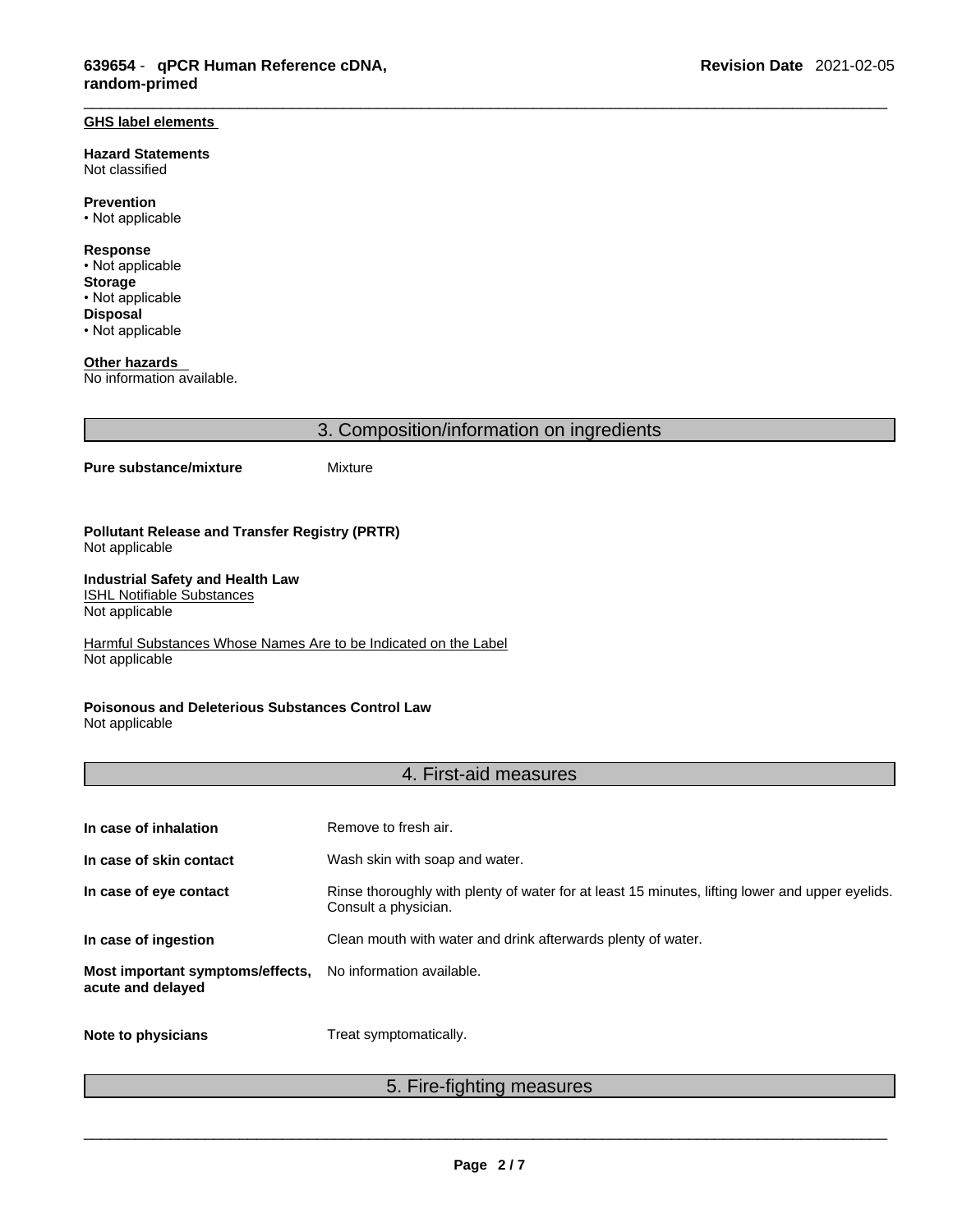**GHS label elements**

**Hazard Statements**
Not classified

**Prevention**
• Not applicable

**Response**
• Not applicable
**Storage**
• Not applicable
**Disposal**
• Not applicable

**Other hazards**
No information available.

## 3. Composition/information on ingredients

**Pure substance/mixture** Mixture

**Pollutant Release and Transfer Registry (PRTR)**
Not applicable

**Industrial Safety and Health Law**
ISHL Notifiable Substances
Not applicable

Harmful Substances Whose Names Are to be Indicated on the Label
Not applicable

**Poisonous and Deleterious Substances Control Law**
Not applicable

## 4. First-aid measures

| | |
|---|---|
| **In case of inhalation** | Remove to fresh air. |
| **In case of skin contact** | Wash skin with soap and water. |
| **In case of eye contact** | Rinse thoroughly with plenty of water for at least 15 minutes, lifting lower and upper eyelids. Consult a physician. |
| **In case of ingestion** | Clean mouth with water and drink afterwards plenty of water. |
| **Most important symptoms/effects, acute and delayed** | No information available. |
| **Note to physicians** | Treat symptomatically. |

## 5. Fire-fighting measures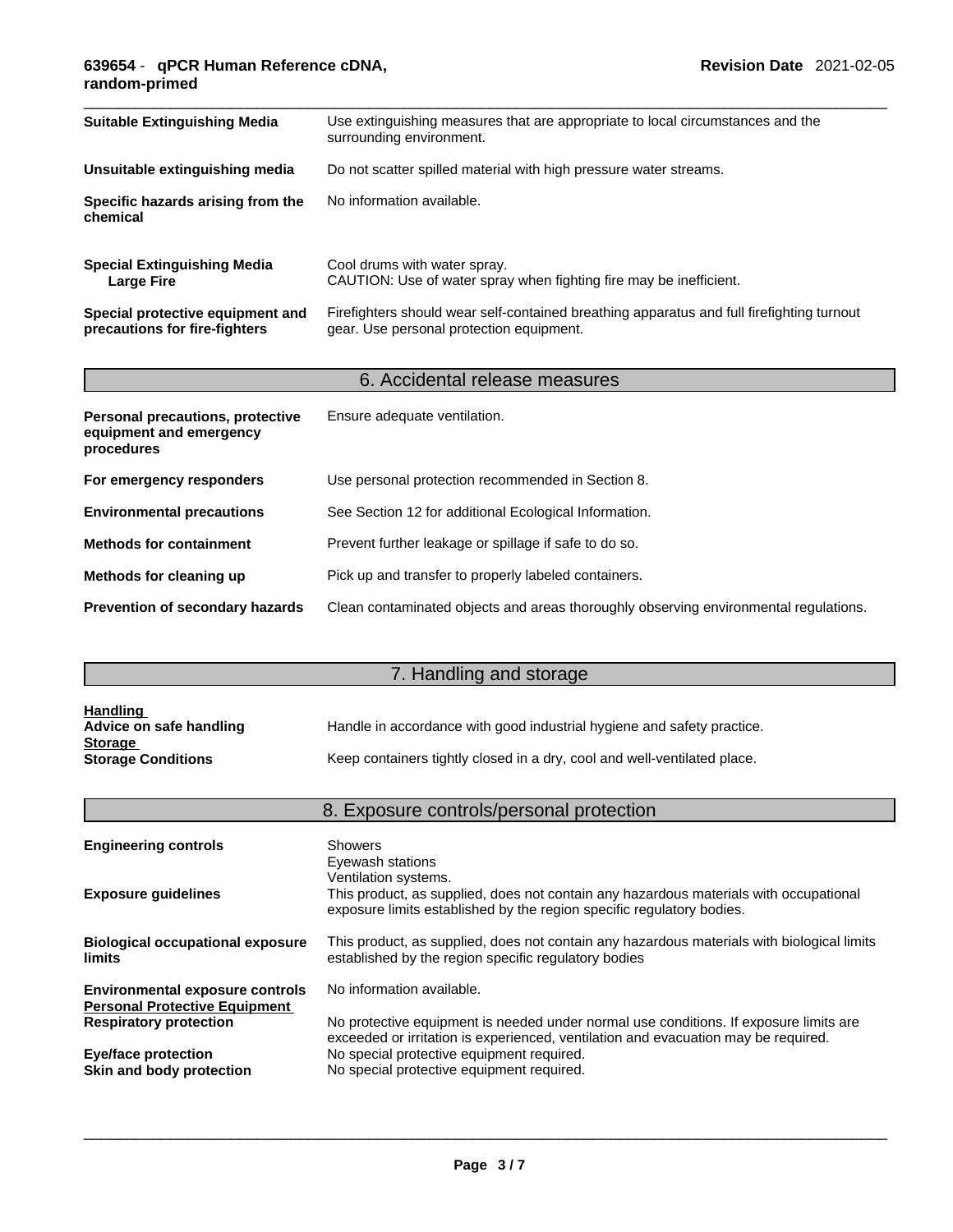| | |
|---|---|
| **Suitable Extinguishing Media** | Use extinguishing measures that are appropriate to local circumstances and the surrounding environment. |
| **Unsuitable extinguishing media** | Do not scatter spilled material with high pressure water streams. |
| **Specific hazards arising from the chemical** | No information available. |
| **Special Extinguishing Media**<br>**Large Fire** | Cool drums with water spray.<br>CAUTION: Use of water spray when fighting fire may be inefficient. |
| **Special protective equipment and precautions for fire-fighters** | Firefighters should wear self-contained breathing apparatus and full firefighting turnout gear. Use personal protection equipment. |

## 6. Accidental release measures

| | |
|---|---|
| **Personal precautions, protective equipment and emergency procedures** | Ensure adequate ventilation. |
| **For emergency responders** | Use personal protection recommended in Section 8. |
| **Environmental precautions** | See Section 12 for additional Ecological Information. |
| **Methods for containment** | Prevent further leakage or spillage if safe to do so. |
| **Methods for cleaning up** | Pick up and transfer to properly labeled containers. |
| **Prevention of secondary hazards** | Clean contaminated objects and areas thoroughly observing environmental regulations. |

## 7. Handling and storage

**Handling**

| | |
|---|---|
| **Advice on safe handling** | Handle in accordance with good industrial hygiene and safety practice. |

**Storage**

| | |
|---|---|
| **Storage Conditions** | Keep containers tightly closed in a dry, cool and well-ventilated place. |

## 8. Exposure controls/personal protection

| | |
|---|---|
| **Engineering controls** | Showers<br>Eyewash stations<br>Ventilation systems. |
| **Exposure guidelines** | This product, as supplied, does not contain any hazardous materials with occupational exposure limits established by the region specific regulatory bodies. |
| **Biological occupational exposure limits** | This product, as supplied, does not contain any hazardous materials with biological limits established by the region specific regulatory bodies |
| **Environmental exposure controls** | No information available. |

**Personal Protective Equipment**

| | |
|---|---|
| **Respiratory protection** | No protective equipment is needed under normal use conditions. If exposure limits are exceeded or irritation is experienced, ventilation and evacuation may be required. |
| **Eye/face protection** | No special protective equipment required. |
| **Skin and body protection** | No special protective equipment required. |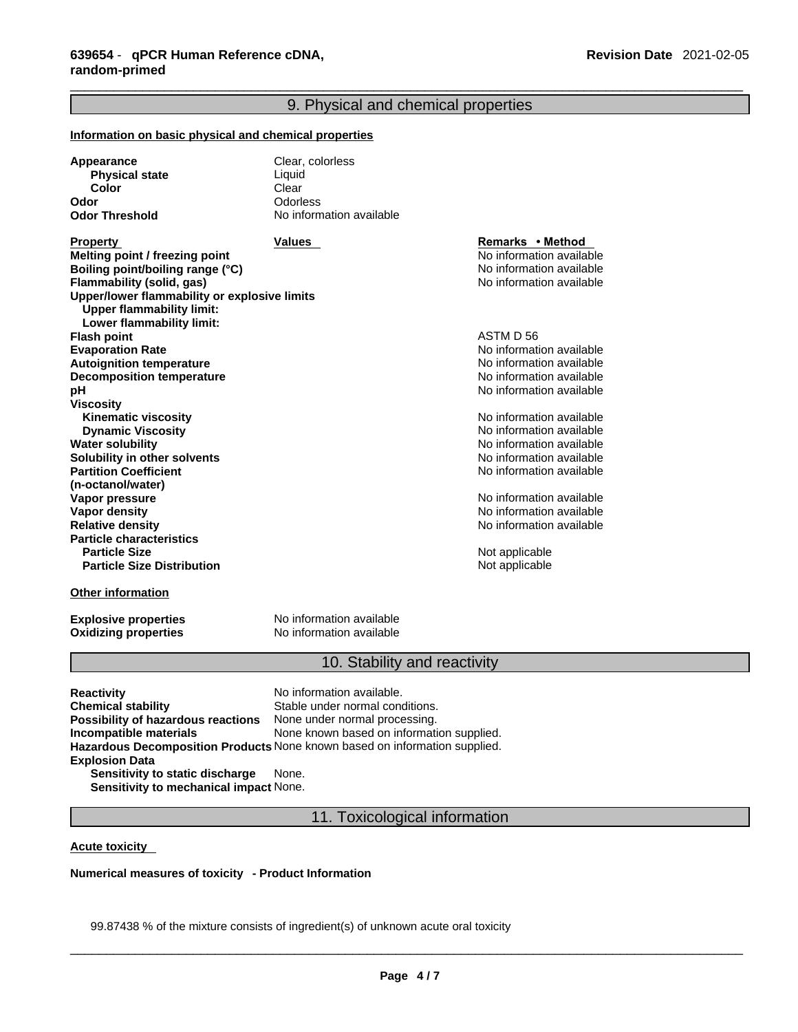## 9. Physical and chemical properties

**Information on basic physical and chemical properties**

| | |
|---|---|
| **Appearance** | Clear, colorless |
| **Physical state** | Liquid |
| **Color** | Clear |
| **Odor** | Odorless |
| **Odor Threshold** | No information available |

| Property | Values | Remarks • Method |
|---|---|---|
| **Melting point / freezing point** | | No information available |
| **Boiling point/boiling range (°C)** | | No information available |
| **Flammability (solid, gas)** | | No information available |
| **Upper/lower flammability or explosive limits** | | |
| **Upper flammability limit:** | | |
| **Lower flammability limit:** | | |
| **Flash point** | | ASTM D 56 |
| **Evaporation Rate** | | No information available |
| **Autoignition temperature** | | No information available |
| **Decomposition temperature** | | No information available |
| **pH** | | No information available |
| **Viscosity** | | |
| **Kinematic viscosity** | | No information available |
| **Dynamic Viscosity** | | No information available |
| **Water solubility** | | No information available |
| **Solubility in other solvents** | | No information available |
| **Partition Coefficient (n-octanol/water)** | | No information available |
| **Vapor pressure** | | No information available |
| **Vapor density** | | No information available |
| **Relative density** | | No information available |
| **Particle characteristics** | | |
| **Particle Size** | | Not applicable |
| **Particle Size Distribution** | | Not applicable |

**Other information**

| | |
|---|---|
| **Explosive properties** | No information available |
| **Oxidizing properties** | No information available |

## 10. Stability and reactivity

| | |
|---|---|
| **Reactivity** | No information available. |
| **Chemical stability** | Stable under normal conditions. |
| **Possibility of hazardous reactions** | None under normal processing. |
| **Incompatible materials** | None known based on information supplied. |
| **Hazardous Decomposition Products** | None known based on information supplied. |
| **Explosion Data** | |
| **Sensitivity to static discharge** | None. |
| **Sensitivity to mechanical impact** | None. |

## 11. Toxicological information

**Acute toxicity**

**Numerical measures of toxicity - Product Information**

99.87438 % of the mixture consists of ingredient(s) of unknown acute oral toxicity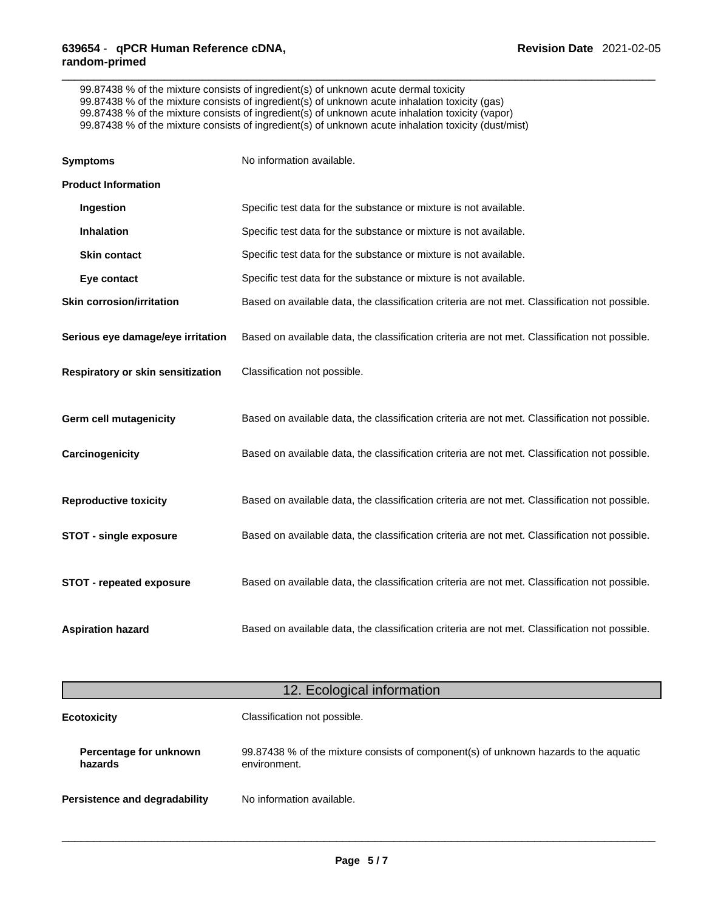99.87438 % of the mixture consists of ingredient(s) of unknown acute dermal toxicity
99.87438 % of the mixture consists of ingredient(s) of unknown acute inhalation toxicity (gas)
99.87438 % of the mixture consists of ingredient(s) of unknown acute inhalation toxicity (vapor)
99.87438 % of the mixture consists of ingredient(s) of unknown acute inhalation toxicity (dust/mist)

**Symptoms** No information available.

**Product Information**

**Ingestion** Specific test data for the substance or mixture is not available.

**Inhalation** Specific test data for the substance or mixture is not available.

**Skin contact** Specific test data for the substance or mixture is not available.

**Eye contact** Specific test data for the substance or mixture is not available.

**Skin corrosion/irritation** Based on available data, the classification criteria are not met. Classification not possible.

**Serious eye damage/eye irritation** Based on available data, the classification criteria are not met. Classification not possible.

**Respiratory or skin sensitization** Classification not possible.

**Germ cell mutagenicity** Based on available data, the classification criteria are not met. Classification not possible.

**Carcinogenicity** Based on available data, the classification criteria are not met. Classification not possible.

**Reproductive toxicity** Based on available data, the classification criteria are not met. Classification not possible.

**STOT - single exposure** Based on available data, the classification criteria are not met. Classification not possible.

**STOT - repeated exposure** Based on available data, the classification criteria are not met. Classification not possible.

**Aspiration hazard** Based on available data, the classification criteria are not met. Classification not possible.

## 12. Ecological information

**Ecotoxicity** Classification not possible.

**Percentage for unknown hazards** 99.87438 % of the mixture consists of component(s) of unknown hazards to the aquatic environment.

**Persistence and degradability** No information available.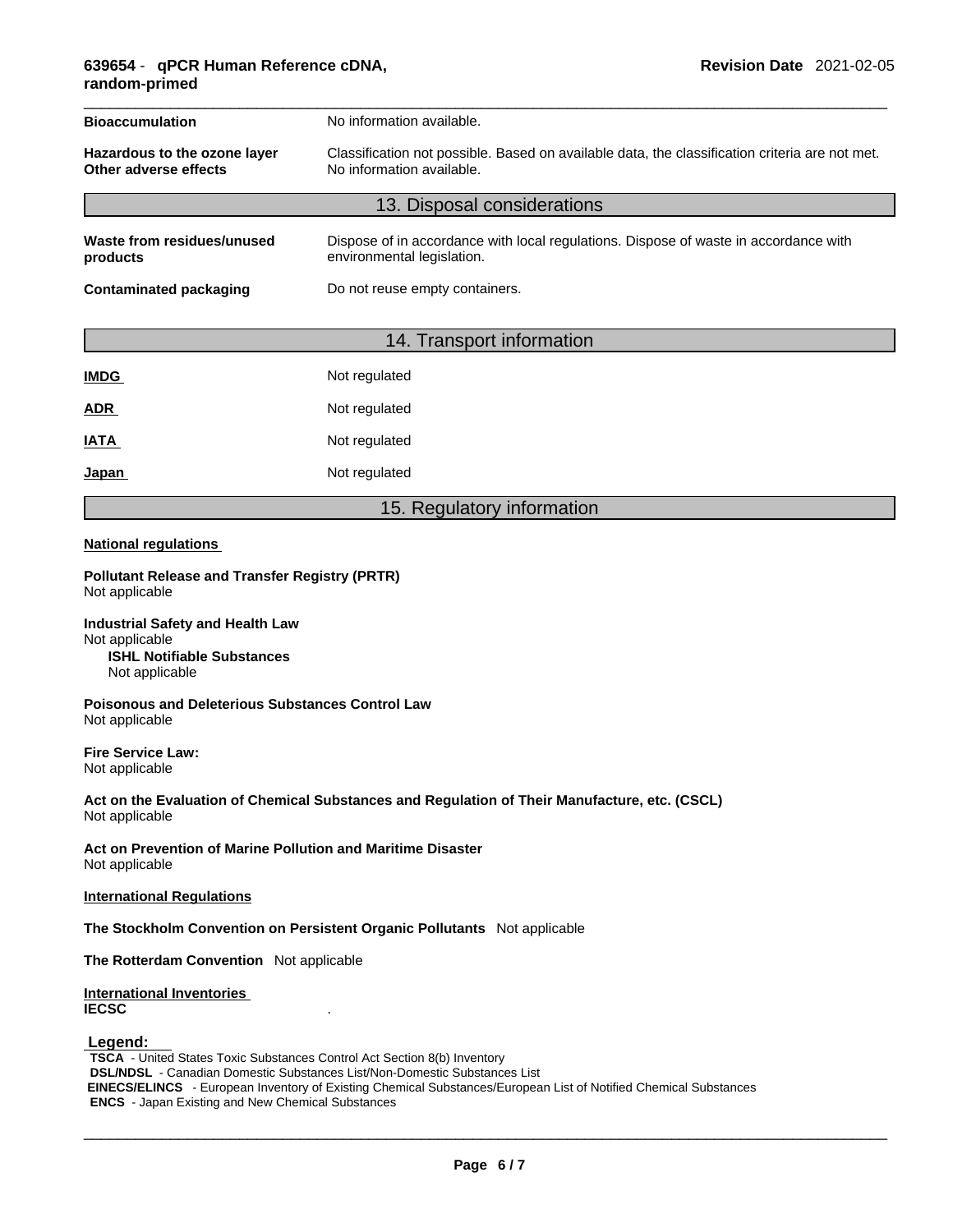| | |
|---|---|
| **Bioaccumulation** | No information available. |
| **Hazardous to the ozone layer** | Classification not possible. Based on available data, the classification criteria are not met. |
| **Other adverse effects** | No information available. |

## 13. Disposal considerations

| | |
|---|---|
| **Waste from residues/unused products** | Dispose of in accordance with local regulations. Dispose of waste in accordance with environmental legislation. |
| **Contaminated packaging** | Do not reuse empty containers. |

## 14. Transport information

| | |
|---|---|
| **IMDG** | Not regulated |
| **ADR** | Not regulated |
| **IATA** | Not regulated |
| **Japan** | Not regulated |

## 15. Regulatory information

**National regulations**

**Pollutant Release and Transfer Registry (PRTR)**
Not applicable

**Industrial Safety and Health Law**
Not applicable

**ISHL Notifiable Substances**
Not applicable

**Poisonous and Deleterious Substances Control Law**
Not applicable

**Fire Service Law:**
Not applicable

**Act on the Evaluation of Chemical Substances and Regulation of Their Manufacture, etc. (CSCL)**
Not applicable

**Act on Prevention of Marine Pollution and Maritime Disaster**
Not applicable

**International Regulations**

**The Stockholm Convention on Persistent Organic Pollutants** Not applicable

**The Rotterdam Convention** Not applicable

**International Inventories**

**IECSC** .

**Legend:**

**TSCA** - United States Toxic Substances Control Act Section 8(b) Inventory
**DSL/NDSL** - Canadian Domestic Substances List/Non-Domestic Substances List
**EINECS/ELINCS** - European Inventory of Existing Chemical Substances/European List of Notified Chemical Substances
**ENCS** - Japan Existing and New Chemical Substances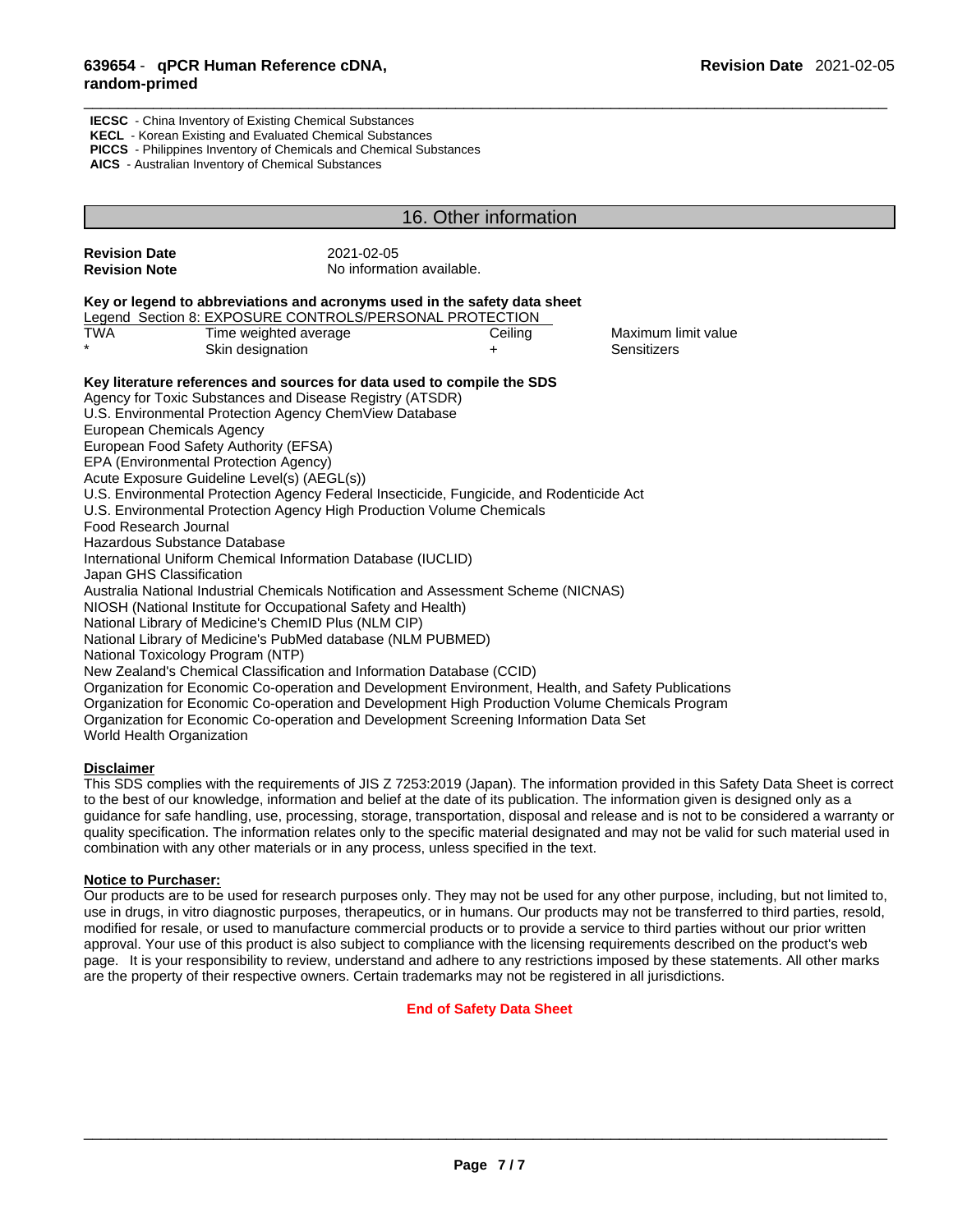**IECSC** - China Inventory of Existing Chemical Substances
**KECL** - Korean Existing and Evaluated Chemical Substances
**PICCS** - Philippines Inventory of Chemicals and Chemical Substances
**AICS** - Australian Inventory of Chemical Substances

## 16. Other information

**Revision Date** 2021-02-05
**Revision Note** No information available.

**Key or legend to abbreviations and acronyms used in the safety data sheet**

Legend Section 8: EXPOSURE CONTROLS/PERSONAL PROTECTION

| | | | |
|---|---|---|---|
| TWA | Time weighted average | Ceiling | Maximum limit value |
| * | Skin designation | + | Sensitizers |

**Key literature references and sources for data used to compile the SDS**

Agency for Toxic Substances and Disease Registry (ATSDR)
U.S. Environmental Protection Agency ChemView Database
European Chemicals Agency
European Food Safety Authority (EFSA)
EPA (Environmental Protection Agency)
Acute Exposure Guideline Level(s) (AEGL(s))
U.S. Environmental Protection Agency Federal Insecticide, Fungicide, and Rodenticide Act
U.S. Environmental Protection Agency High Production Volume Chemicals
Food Research Journal
Hazardous Substance Database
International Uniform Chemical Information Database (IUCLID)
Japan GHS Classification
Australia National Industrial Chemicals Notification and Assessment Scheme (NICNAS)
NIOSH (National Institute for Occupational Safety and Health)
National Library of Medicine's ChemID Plus (NLM CIP)
National Library of Medicine's PubMed database (NLM PUBMED)
National Toxicology Program (NTP)
New Zealand's Chemical Classification and Information Database (CCID)
Organization for Economic Co-operation and Development Environment, Health, and Safety Publications
Organization for Economic Co-operation and Development High Production Volume Chemicals Program
Organization for Economic Co-operation and Development Screening Information Data Set
World Health Organization

**Disclaimer**

This SDS complies with the requirements of JIS Z 7253:2019 (Japan). The information provided in this Safety Data Sheet is correct to the best of our knowledge, information and belief at the date of its publication. The information given is designed only as a guidance for safe handling, use, processing, storage, transportation, disposal and release and is not to be considered a warranty or quality specification. The information relates only to the specific material designated and may not be valid for such material used in combination with any other materials or in any process, unless specified in the text.

**Notice to Purchaser:**

Our products are to be used for research purposes only. They may not be used for any other purpose, including, but not limited to, use in drugs, in vitro diagnostic purposes, therapeutics, or in humans. Our products may not be transferred to third parties, resold, modified for resale, or used to manufacture commercial products or to provide a service to third parties without our prior written approval. Your use of this product is also subject to compliance with the licensing requirements described on the product's web page. It is your responsibility to review, understand and adhere to any restrictions imposed by these statements. All other marks are the property of their respective owners. Certain trademarks may not be registered in all jurisdictions.

**End of Safety Data Sheet**